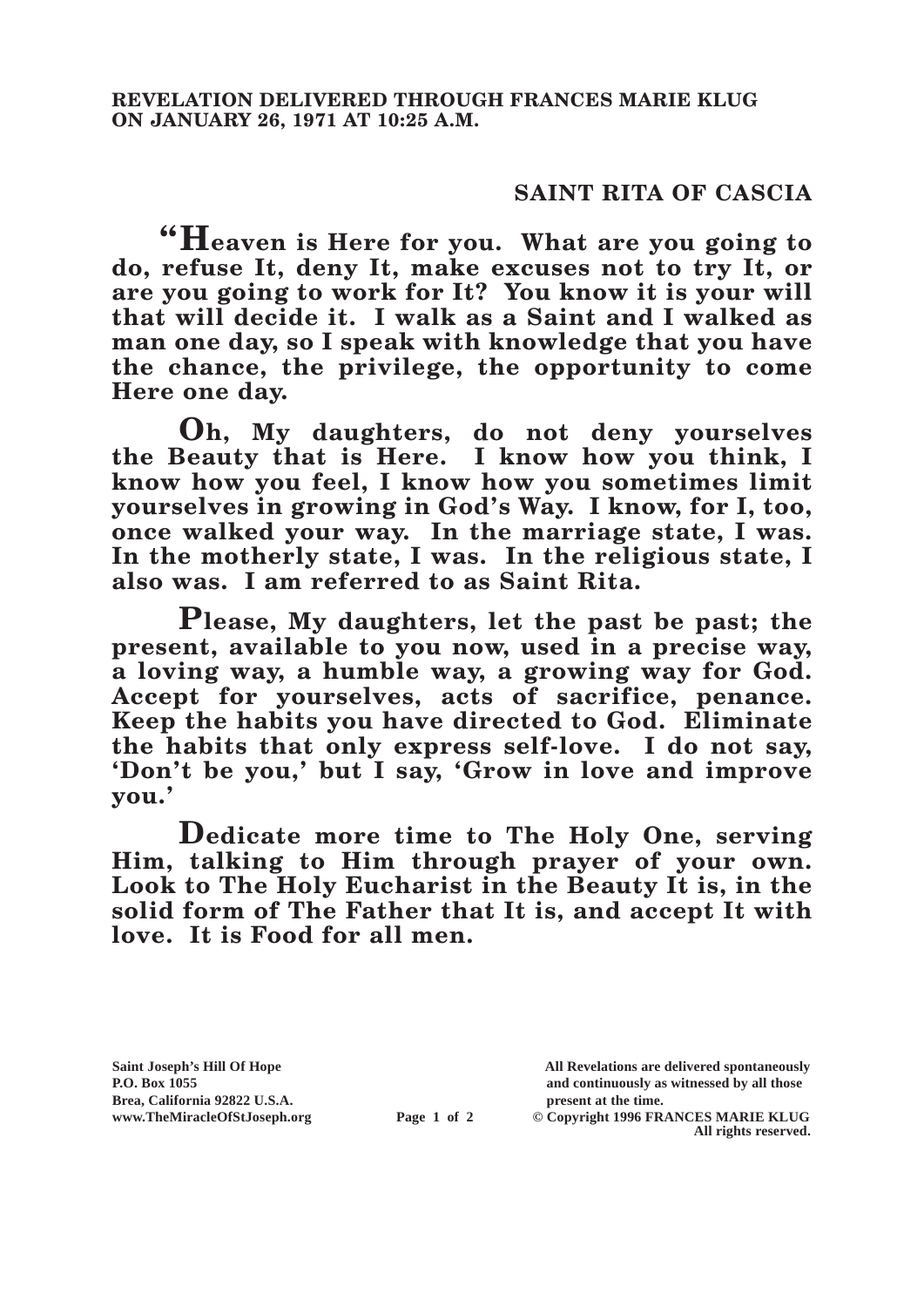**REVELATION DELIVERED THROUGH FRANCES MARIE KLUG ON JANUARY 26, 1971 AT 10:25 A.M.**

## SAINT RITA OF CASCIA

**"Heaven is Here for you. What are you going to do, refuse It, deny It, make excuses not to try It, or are you going to work for It? You know it is your will that will decide it. I walk as a Saint and I walked as man one day, so I speak with knowledge that you have the chance, the privilege, the opportunity to come Here one day.**

**Oh, My daughters, do not deny yourselves the Beauty that is Here. I know how you think, I know how you feel, I know how you sometimes limit yourselves in growing in God's Way. I know, for I, too, once walked your way. In the marriage state, I was. In the motherly state, I was. In the religious state, I also was. I am referred to as Saint Rita.**

**Please, My daughters, let the past be past; the present, available to you now, used in a precise way, a loving way, a humble way, a growing way for God. Accept for yourselves, acts of sacrifice, penance. Keep the habits you have directed to God. Eliminate the habits that only express self-love. I do not say, 'Don't be you,' but I say, 'Grow in love and improve you.'**

**Dedicate more time to The Holy One, serving Him, talking to Him through prayer of your own. Look to The Holy Eucharist in the Beauty It is, in the solid form of The Father that It is, and accept It with love. It is Food for all men.**

Saint Joseph's Hill Of Hope
P.O. Box 1055
Brea, California 92822 U.S.A.
www.TheMiracleOfStJoseph.org

All Revelations are delivered spontaneously and continuously as witnessed by all those present at the time.
© Copyright 1996 FRANCES MARIE KLUG
All rights reserved.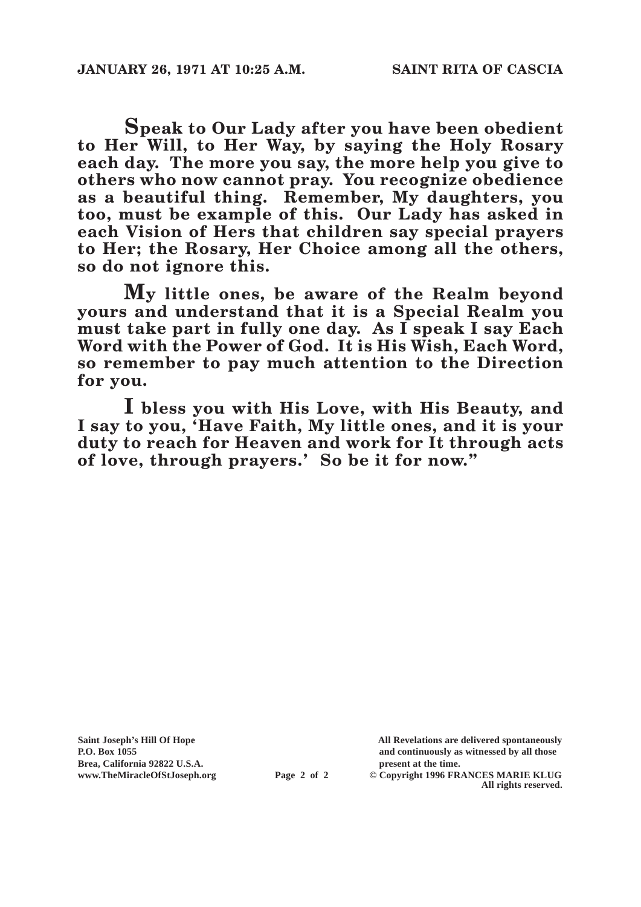**Speak to Our Lady after you have been obedient to Her Will, to Her Way, by saying the Holy Rosary each day. The more you say, the more help you give to others who now cannot pray. You recognize obedience as a beautiful thing. Remember, My daughters, you too, must be example of this. Our Lady has asked in each Vision of Hers that children say special prayers to Her; the Rosary, Her Choice among all the others, so do not ignore this.**

**My little ones, be aware of the Realm beyond yours and understand that it is a Special Realm you must take part in fully one day. As I speak I say Each Word with the Power of God. It is His Wish, Each Word, so remember to pay much attention to the Direction for you.**

**I bless you with His Love, with His Beauty, and I say to you, 'Have Faith, My little ones, and it is your duty to reach for Heaven and work for It through acts of love, through prayers.' So be it for now."**